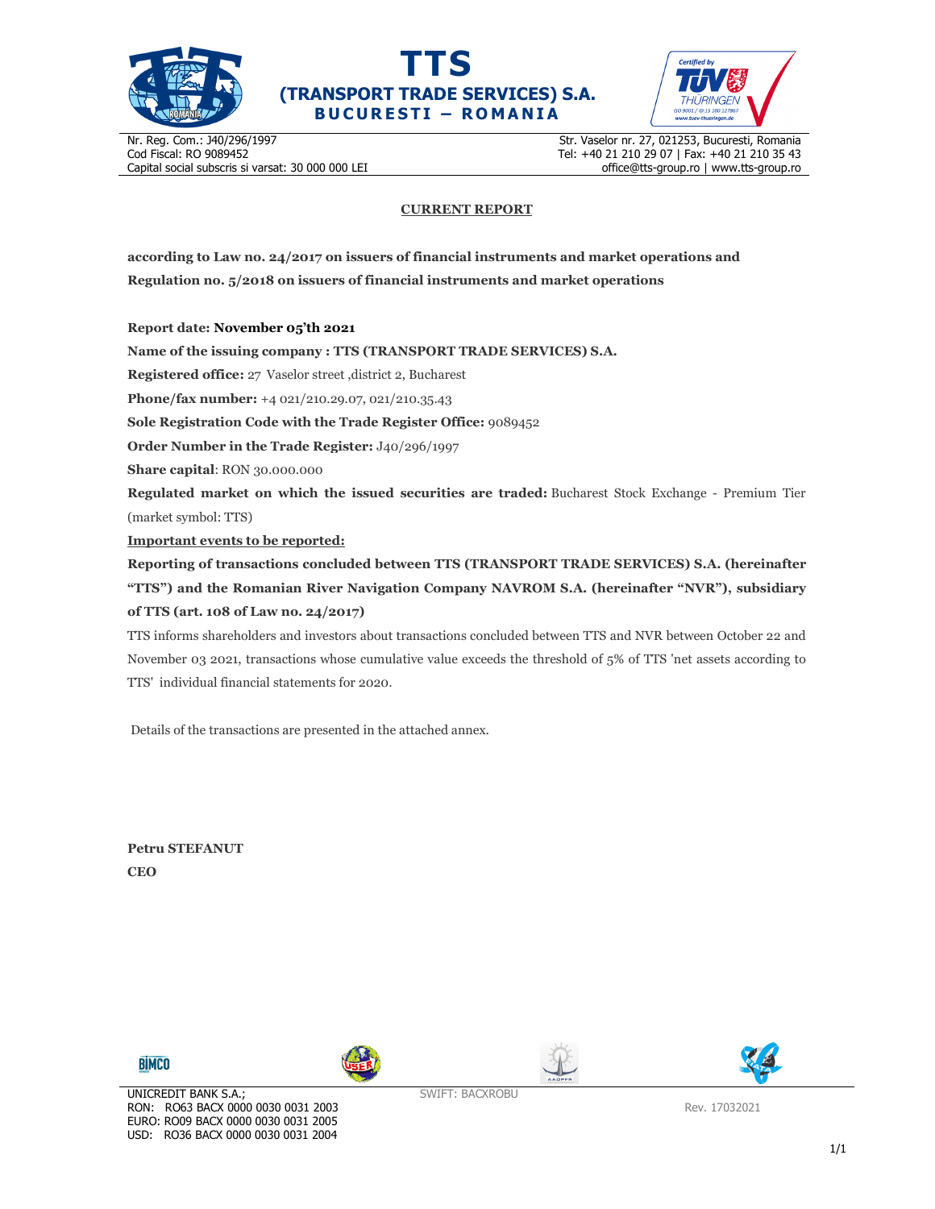# TTS

## (TRANSPORT TRADE SERVICES) S.A.

**BUCURESTI – ROMANIA**

Nr. Reg. Com.: J40/296/1997
Cod Fiscal: RO 9089452
Capital social subscris si varsat: 30 000 000 LEI

Str. Vaselor nr. 27, 021253, Bucuresti, Romania
Tel: +40 21 210 29 07 | Fax: +40 21 210 35 43
office@tts-group.ro | www.tts-group.ro

## CURRENT REPORT

**according to Law no. 24/2017 on issuers of financial instruments and market operations and Regulation no. 5/2018 on issuers of financial instruments and market operations**

**Report date: November 05'th 2021**

**Name of the issuing company : TTS (TRANSPORT TRADE SERVICES) S.A.**

**Registered office:** 27 Vaselor street ,district 2, Bucharest

**Phone/fax number:** +4 021/210.29.07, 021/210.35.43

**Sole Registration Code with the Trade Register Office:** 9089452

**Order Number in the Trade Register:** J40/296/1997

**Share capital**: RON 30.000.000

**Regulated market on which the issued securities are traded:** Bucharest Stock Exchange - Premium Tier (market symbol: TTS)

**Important events to be reported:**

**Reporting of transactions concluded between TTS (TRANSPORT TRADE SERVICES) S.A. (hereinafter "TTS") and the Romanian River Navigation Company NAVROM S.A. (hereinafter "NVR"), subsidiary of TTS (art. 108 of Law no. 24/2017)**

TTS informs shareholders and investors about transactions concluded between TTS and NVR between October 22 and November 03 2021, transactions whose cumulative value exceeds the threshold of 5% of TTS 'net assets according to TTS' individual financial statements for 2020.

Details of the transactions are presented in the attached annex.

**Petru STEFANUT**
**CEO**

UNICREDIT BANK S.A.;
RON: RO63 BACX 0000 0030 0031 2003
EURO: RO09 BACX 0000 0030 0031 2005
USD: RO36 BACX 0000 0030 0031 2004

SWIFT: BACXROBU

Rev. 17032021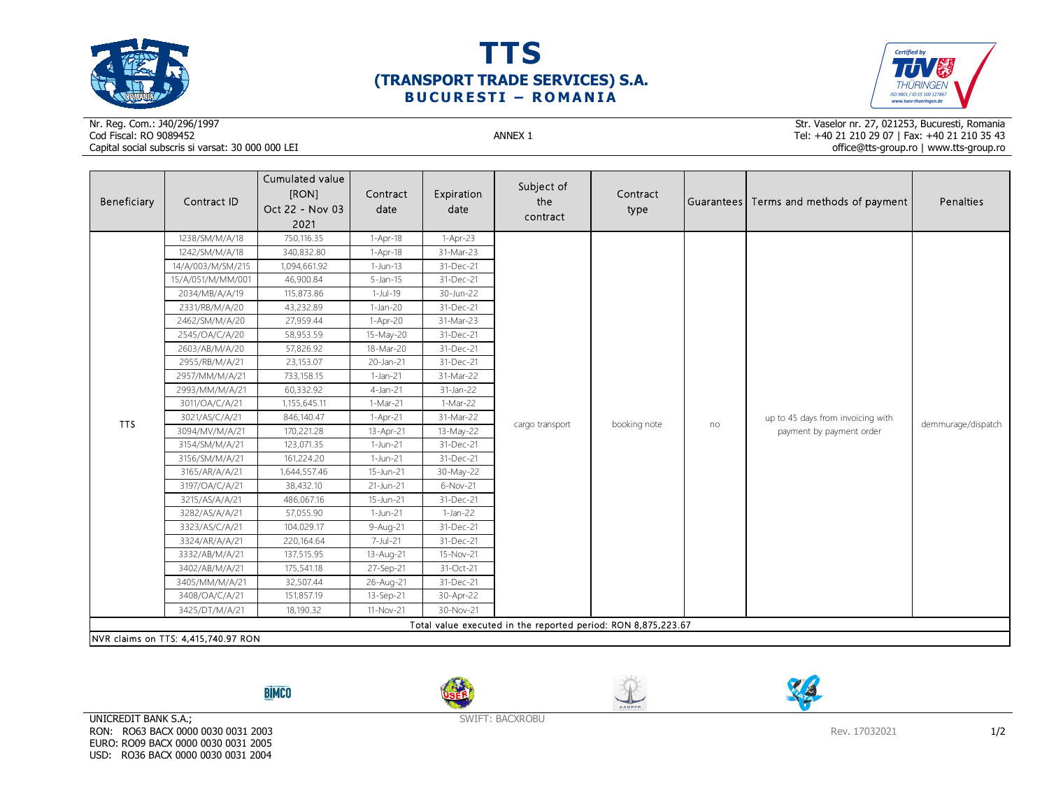# TTS
## (TRANSPORT TRADE SERVICES) S.A.
### BUCURESTI – ROMANIA

Nr. Reg. Com.: J40/296/1997
Cod Fiscal: RO 9089452
Capital social subscris si varsat: 30 000 000 LEI

ANNEX 1

Str. Vaselor nr. 27, 021253, Bucuresti, Romania
Tel: +40 21 210 29 07 | Fax: +40 21 210 35 43
office@tts-group.ro | www.tts-group.ro

| Beneficiary | Contract ID | Cumulated value [RON] Oct 22 - Nov 03 2021 | Contract date | Expiration date | Subject of the contract | Contract type | Guarantees | Terms and methods of payment | Penalties |
|---|---|---|---|---|---|---|---|---|---|
| TTS | 1238/SM/M/A/18 | 750,116.35 | 1-Apr-18 | 1-Apr-23 | cargo transport | booking note | no | up to 45 days from invoicing with payment by payment order | demmurage/dispatch |
| | 1242/SM/M/A/18 | 340,832.80 | 1-Apr-18 | 31-Mar-23 | | | | | |
| | 14/A/003/M/SM/215 | 1,094,661.92 | 1-Jun-13 | 31-Dec-21 | | | | | |
| | 15/A/051/M/MM/001 | 46,900.84 | 5-Jan-15 | 31-Dec-21 | | | | | |
| | 2034/MB/A/A/19 | 115,873.86 | 1-Jul-19 | 30-Jun-22 | | | | | |
| | 2331/RB/M/A/20 | 43,232.89 | 1-Jan-20 | 31-Dec-21 | | | | | |
| | 2462/SM/M/A/20 | 27,959.44 | 1-Apr-20 | 31-Mar-23 | | | | | |
| | 2545/OA/C/A/20 | 58,953.59 | 15-May-20 | 31-Dec-21 | | | | | |
| | 2603/AB/M/A/20 | 57,826.92 | 18-Mar-20 | 31-Dec-21 | | | | | |
| | 2955/RB/M/A/21 | 23,153.07 | 20-Jan-21 | 31-Dec-21 | | | | | |
| | 2957/MM/M/A/21 | 733,158.15 | 1-Jan-21 | 31-Mar-22 | | | | | |
| | 2993/MM/M/A/21 | 60,332.92 | 4-Jan-21 | 31-Jan-22 | | | | | |
| | 3011/OA/C/A/21 | 1,155,645.11 | 1-Mar-21 | 1-Mar-22 | | | | | |
| | 3021/AS/C/A/21 | 846,140.47 | 1-Apr-21 | 31-Mar-22 | | | | | |
| | 3094/MV/M/A/21 | 170,221.28 | 13-Apr-21 | 13-May-22 | | | | | |
| | 3154/SM/M/A/21 | 123,071.35 | 1-Jun-21 | 31-Dec-21 | | | | | |
| | 3156/SM/M/A/21 | 161,224.20 | 1-Jun-21 | 31-Dec-21 | | | | | |
| | 3165/AR/A/A/21 | 1,644,557.46 | 15-Jun-21 | 30-May-22 | | | | | |
| | 3197/OA/C/A/21 | 38,432.10 | 21-Jun-21 | 6-Nov-21 | | | | | |
| | 3215/AS/A/A/21 | 486,067.16 | 15-Jun-21 | 31-Dec-21 | | | | | |
| | 3282/AS/A/A/21 | 57,055.90 | 1-Jun-21 | 1-Jan-22 | | | | | |
| | 3323/AS/C/A/21 | 104,029.17 | 9-Aug-21 | 31-Dec-21 | | | | | |
| | 3324/AR/A/A/21 | 220,164.64 | 7-Jul-21 | 31-Dec-21 | | | | | |
| | 3332/AB/M/A/21 | 137,515.95 | 13-Aug-21 | 15-Nov-21 | | | | | |
| | 3402/AB/M/A/21 | 175,541.18 | 27-Sep-21 | 31-Oct-21 | | | | | |
| | 3405/MM/M/A/21 | 32,507.44 | 26-Aug-21 | 31-Dec-21 | | | | | |
| | 3408/OA/C/A/21 | 151,857.19 | 13-Sep-21 | 30-Apr-22 | | | | | |
| | 3425/DT/M/A/21 | 18,190.32 | 11-Nov-21 | 30-Nov-21 | | | | | |
| Total value executed in the reported period: RON 8,875,223.67 | | | | | | | | | |

NVR claims on TTS: 4,415,740.97 RON

UNICREDIT BANK S.A.;
RON: RO63 BACX 0000 0030 0031 2003
EURO: RO09 BACX 0000 0030 0031 2005
USD: RO36 BACX 0000 0030 0031 2004

SWIFT: BACXROBU

Rev. 17032021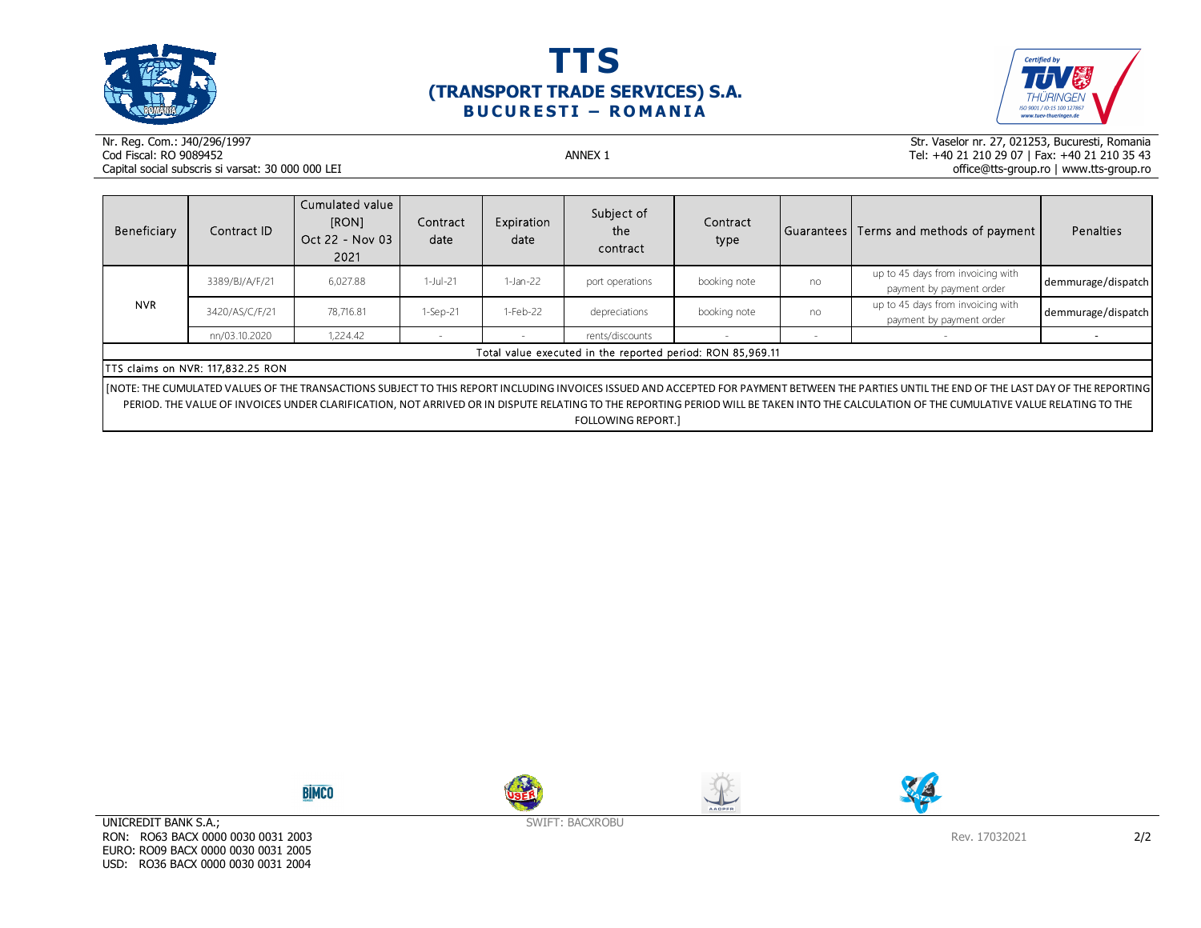# TTS
## (TRANSPORT TRADE SERVICES) S.A.
### BUCURESTI – ROMANIA

Nr. Reg. Com.: J40/296/1997
Cod Fiscal: RO 9089452
Capital social subscris si varsat: 30 000 000 LEI

ANNEX 1

Str. Vaselor nr. 27, 021253, Bucuresti, Romania
Tel: +40 21 210 29 07 | Fax: +40 21 210 35 43
office@tts-group.ro | www.tts-group.ro

| Beneficiary | Contract ID | Cumulated value [RON] Oct 22 - Nov 03 2021 | Contract date | Expiration date | Subject of the contract | Contract type | Guarantees | Terms and methods of payment | Penalties |
|---|---|---|---|---|---|---|---|---|---|
| NVR | 3389/BJ/A/F/21 | 6,027.88 | 1-Jul-21 | 1-Jan-22 | port operations | booking note | no | up to 45 days from invoicing with payment by payment order | demmurage/dispatch |
| | 3420/AS/C/F/21 | 78,716.81 | 1-Sep-21 | 1-Feb-22 | depreciations | booking note | no | up to 45 days from invoicing with payment by payment order | demmurage/dispatch |
| | nn/03.10.2020 | 1,224.42 | - | - | rents/discounts | - | - | - | - |
| Total value executed in the reported period: RON 85,969.11 | | | | | | | | | |
| TTS claims on NVR: 117,832.25 RON | | | | | | | | | |

[NOTE: THE CUMULATED VALUES OF THE TRANSACTIONS SUBJECT TO THIS REPORT INCLUDING INVOICES ISSUED AND ACCEPTED FOR PAYMENT BETWEEN THE PARTIES UNTIL THE END OF THE LAST DAY OF THE REPORTING PERIOD. THE VALUE OF INVOICES UNDER CLARIFICATION, NOT ARRIVED OR IN DISPUTE RELATING TO THE REPORTING PERIOD WILL BE TAKEN INTO THE CALCULATION OF THE CUMULATIVE VALUE RELATING TO THE FOLLOWING REPORT.]

UNICREDIT BANK S.A.;
RON: RO63 BACX 0000 0030 0031 2003
EURO: RO09 BACX 0000 0030 0031 2005
USD: RO36 BACX 0000 0030 0031 2004

SWIFT: BACXROBU

Rev. 17032021